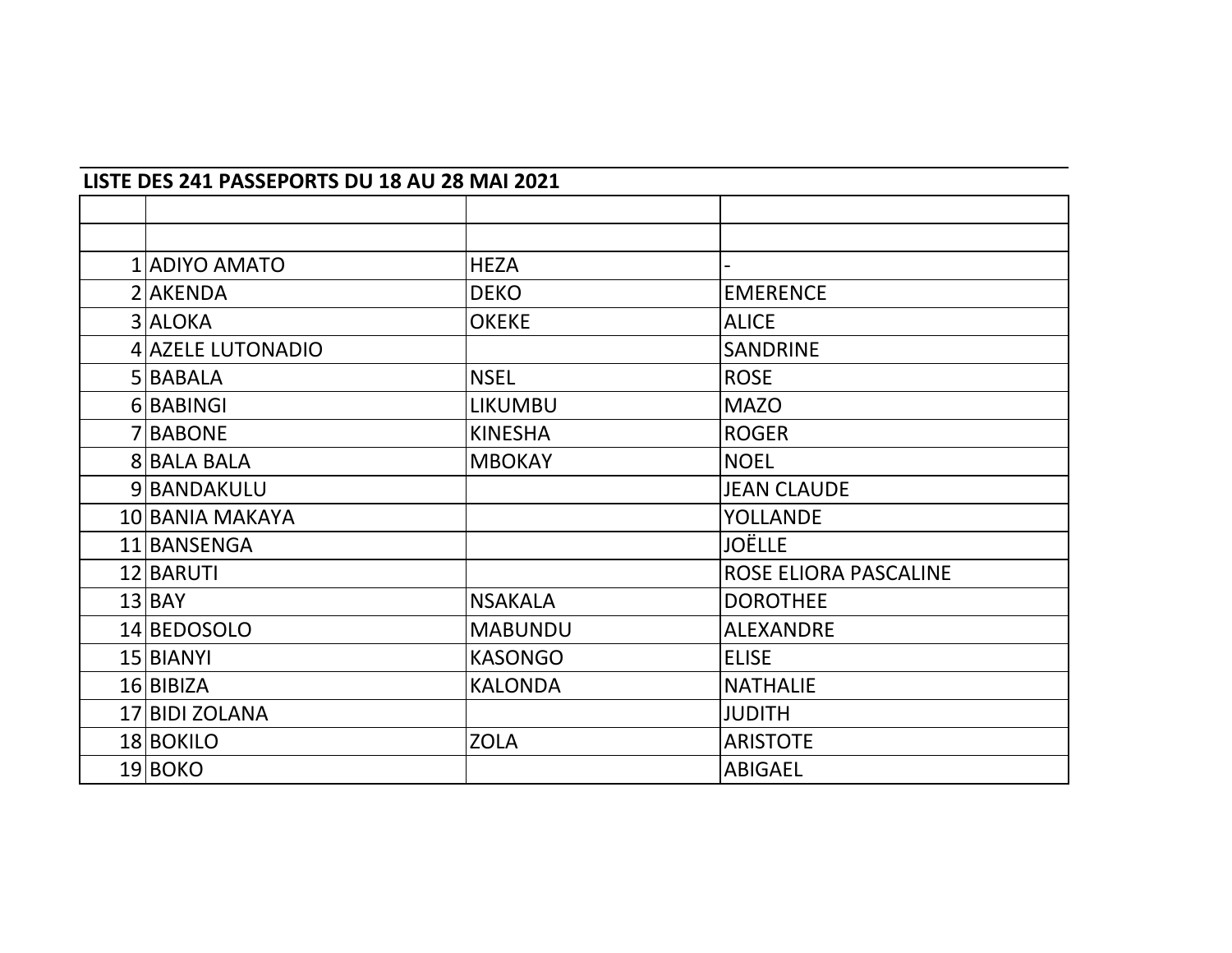**LISTE DES 241 PASSEPORTS DU 18 AU 28 MAI 2021**

| | | | |
|---|---|---|---|
| | | | |
| | | | |
| 1 | ADIYO AMATO | HEZA | - |
| 2 | AKENDA | DEKO | EMERENCE |
| 3 | ALOKA | OKEKE | ALICE |
| 4 | AZELE LUTONADIO | | SANDRINE |
| 5 | BABALA | NSEL | ROSE |
| 6 | BABINGI | LIKUMBU | MAZO |
| 7 | BABONE | KINESHA | ROGER |
| 8 | BALA BALA | MBOKAY | NOEL |
| 9 | BANDAKULU | | JEAN CLAUDE |
| 10 | BANIA MAKAYA | | YOLLANDE |
| 11 | BANSENGA | | JOËLLE |
| 12 | BARUTI | | ROSE ELIORA PASCALINE |
| 13 | BAY | NSAKALA | DOROTHEE |
| 14 | BEDOSOLO | MABUNDU | ALEXANDRE |
| 15 | BIANYI | KASONGO | ELISE |
| 16 | BIBIZA | KALONDA | NATHALIE |
| 17 | BIDI ZOLANA | | JUDITH |
| 18 | BOKILO | ZOLA | ARISTOTE |
| 19 | BOKO | | ABIGAEL |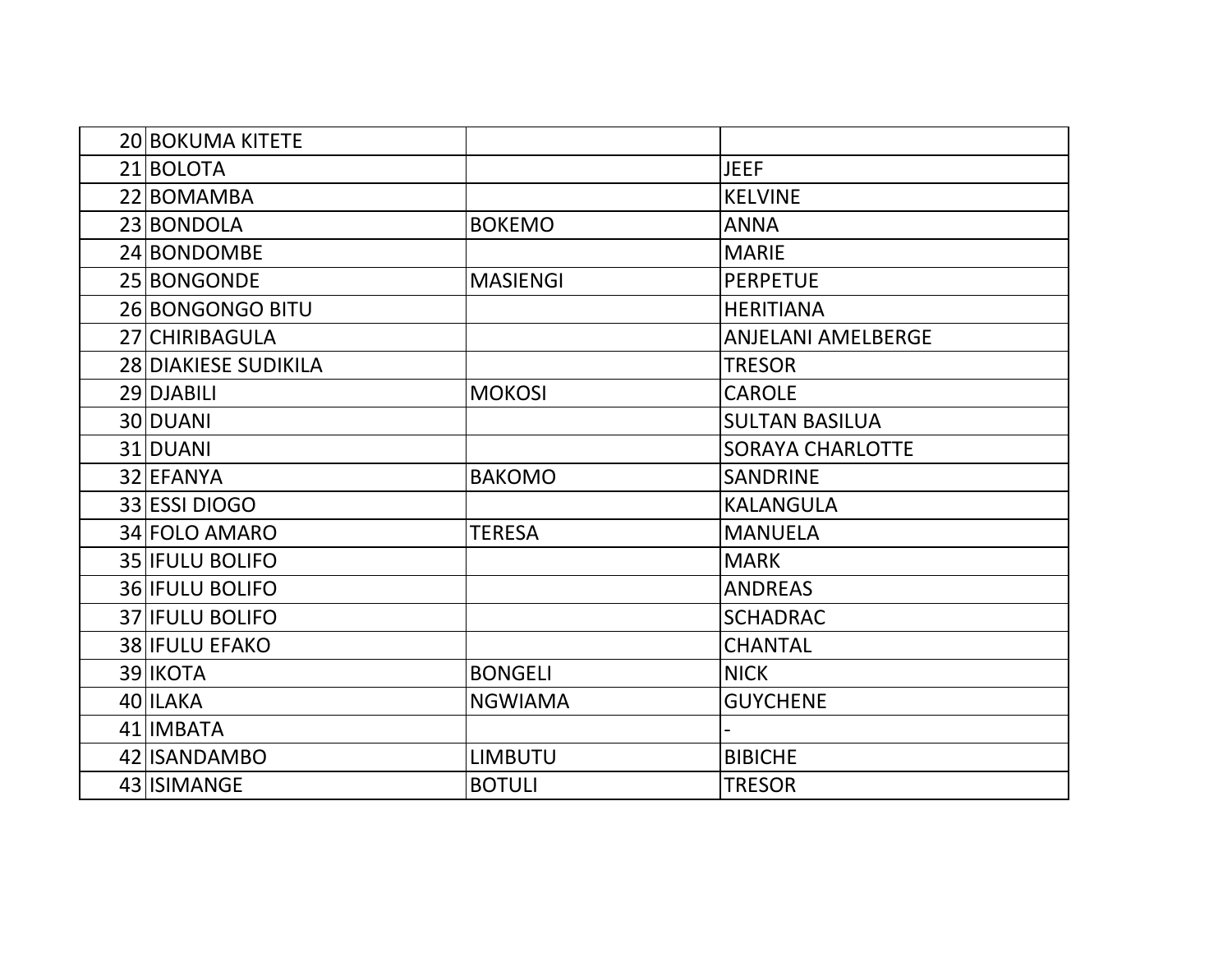| | | | |
|---|---|---|---|
| 20 | BOKUMA KITETE | | |
| 21 | BOLOTA | | JEEF |
| 22 | BOMAMBA | | KELVINE |
| 23 | BONDOLA | BOKEMO | ANNA |
| 24 | BONDOMBE | | MARIE |
| 25 | BONGONDE | MASIENGI | PERPETUE |
| 26 | BONGONGO BITU | | HERITIANA |
| 27 | CHIRIBAGULA | | ANJELANI AMELBERGE |
| 28 | DIAKIESE SUDIKILA | | TRESOR |
| 29 | DJABILI | MOKOSI | CAROLE |
| 30 | DUANI | | SULTAN BASILUA |
| 31 | DUANI | | SORAYA CHARLOTTE |
| 32 | EFANYA | BAKOMO | SANDRINE |
| 33 | ESSI DIOGO | | KALANGULA |
| 34 | FOLO AMARO | TERESA | MANUELA |
| 35 | IFULU BOLIFO | | MARK |
| 36 | IFULU BOLIFO | | ANDREAS |
| 37 | IFULU BOLIFO | | SCHADRAC |
| 38 | IFULU EFAKO | | CHANTAL |
| 39 | IKOTA | BONGELI | NICK |
| 40 | ILAKA | NGWIAMA | GUYCHENE |
| 41 | IMBATA | | - |
| 42 | ISANDAMBO | LIMBUTU | BIBICHE |
| 43 | ISIMANGE | BOTULI | TRESOR |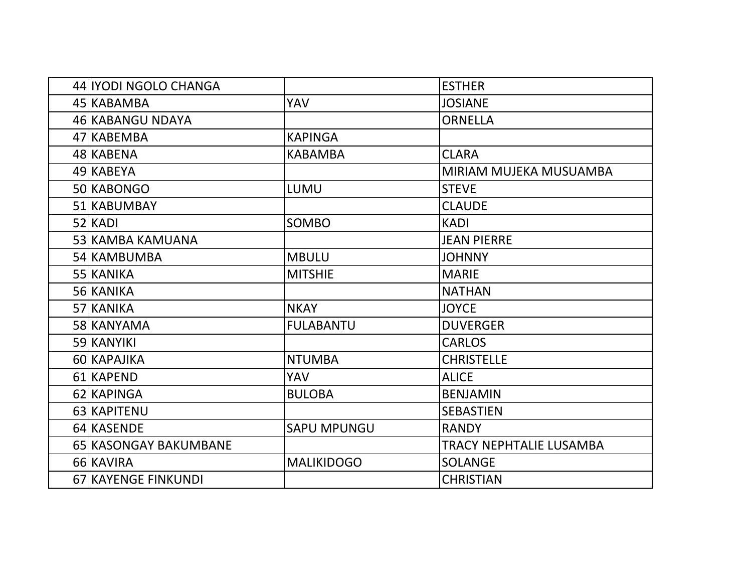| | | | |
|---|---|---|---|
| 44 | IYODI NGOLO CHANGA | | ESTHER |
| 45 | KABAMBA | YAV | JOSIANE |
| 46 | KABANGU NDAYA | | ORNELLA |
| 47 | KABEMBA | KAPINGA | |
| 48 | KABENA | KABAMBA | CLARA |
| 49 | KABEYA | | MIRIAM MUJEKA MUSUAMBA |
| 50 | KABONGO | LUMU | STEVE |
| 51 | KABUMBAY | | CLAUDE |
| 52 | KADI | SOMBO | KADI |
| 53 | KAMBA KAMUANA | | JEAN PIERRE |
| 54 | KAMBUMBA | MBULU | JOHNNY |
| 55 | KANIKA | MITSHIE | MARIE |
| 56 | KANIKA | | NATHAN |
| 57 | KANIKA | NKAY | JOYCE |
| 58 | KANYAMA | FULABANTU | DUVERGER |
| 59 | KANYIKI | | CARLOS |
| 60 | KAPAJIKA | NTUMBA | CHRISTELLE |
| 61 | KAPEND | YAV | ALICE |
| 62 | KAPINGA | BULOBA | BENJAMIN |
| 63 | KAPITENU | | SEBASTIEN |
| 64 | KASENDE | SAPU MPUNGU | RANDY |
| 65 | KASONGAY BAKUMBANE | | TRACY NEPHTALIE LUSAMBA |
| 66 | KAVIRA | MALIKIDOGO | SOLANGE |
| 67 | KAYENGE FINKUNDI | | CHRISTIAN |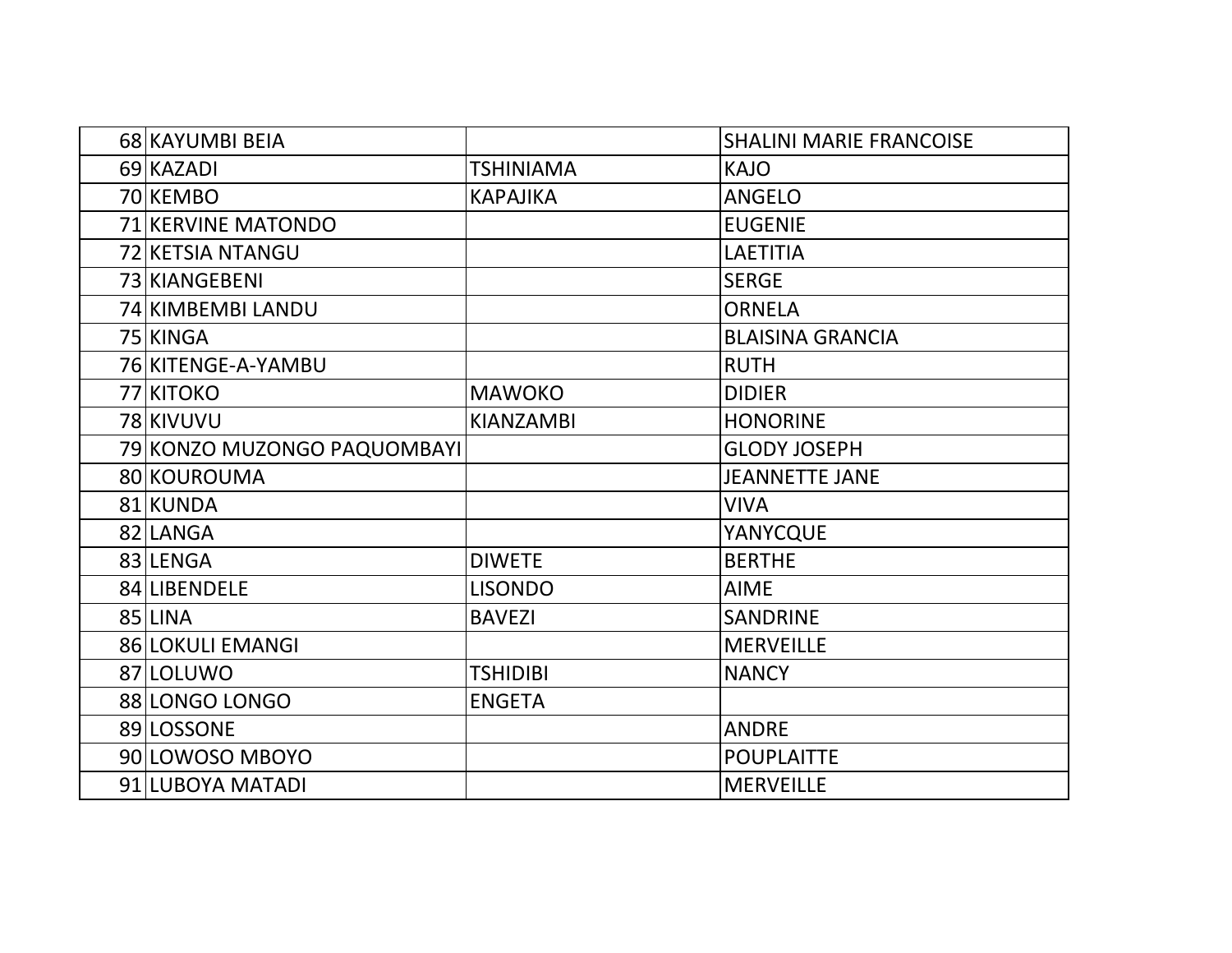| | | | |
|---|---|---|---|
| 68 | KAYUMBI BEIA | | SHALINI MARIE FRANCOISE |
| 69 | KAZADI | TSHINIAMA | KAJO |
| 70 | KEMBO | KAPAJIKA | ANGELO |
| 71 | KERVINE MATONDO | | EUGENIE |
| 72 | KETSIA NTANGU | | LAETITIA |
| 73 | KIANGEBENI | | SERGE |
| 74 | KIMBEMBI LANDU | | ORNELA |
| 75 | KINGA | | BLAISINA GRANCIA |
| 76 | KITENGE-A-YAMBU | | RUTH |
| 77 | KITOKO | MAWOKO | DIDIER |
| 78 | KIVUVU | KIANZAMBI | HONORINE |
| 79 | KONZO MUZONGO PAQUOMBAYI | | GLODY JOSEPH |
| 80 | KOUROUMA | | JEANNETTE JANE |
| 81 | KUNDA | | VIVA |
| 82 | LANGA | | YANYCQUE |
| 83 | LENGA | DIWETE | BERTHE |
| 84 | LIBENDELE | LISONDO | AIME |
| 85 | LINA | BAVEZI | SANDRINE |
| 86 | LOKULI EMANGI | | MERVEILLE |
| 87 | LOLUWO | TSHIDIBI | NANCY |
| 88 | LONGO LONGO | ENGETA | |
| 89 | LOSSONE | | ANDRE |
| 90 | LOWOSO MBOYO | | POUPLAITTE |
| 91 | LUBOYA MATADI | | MERVEILLE |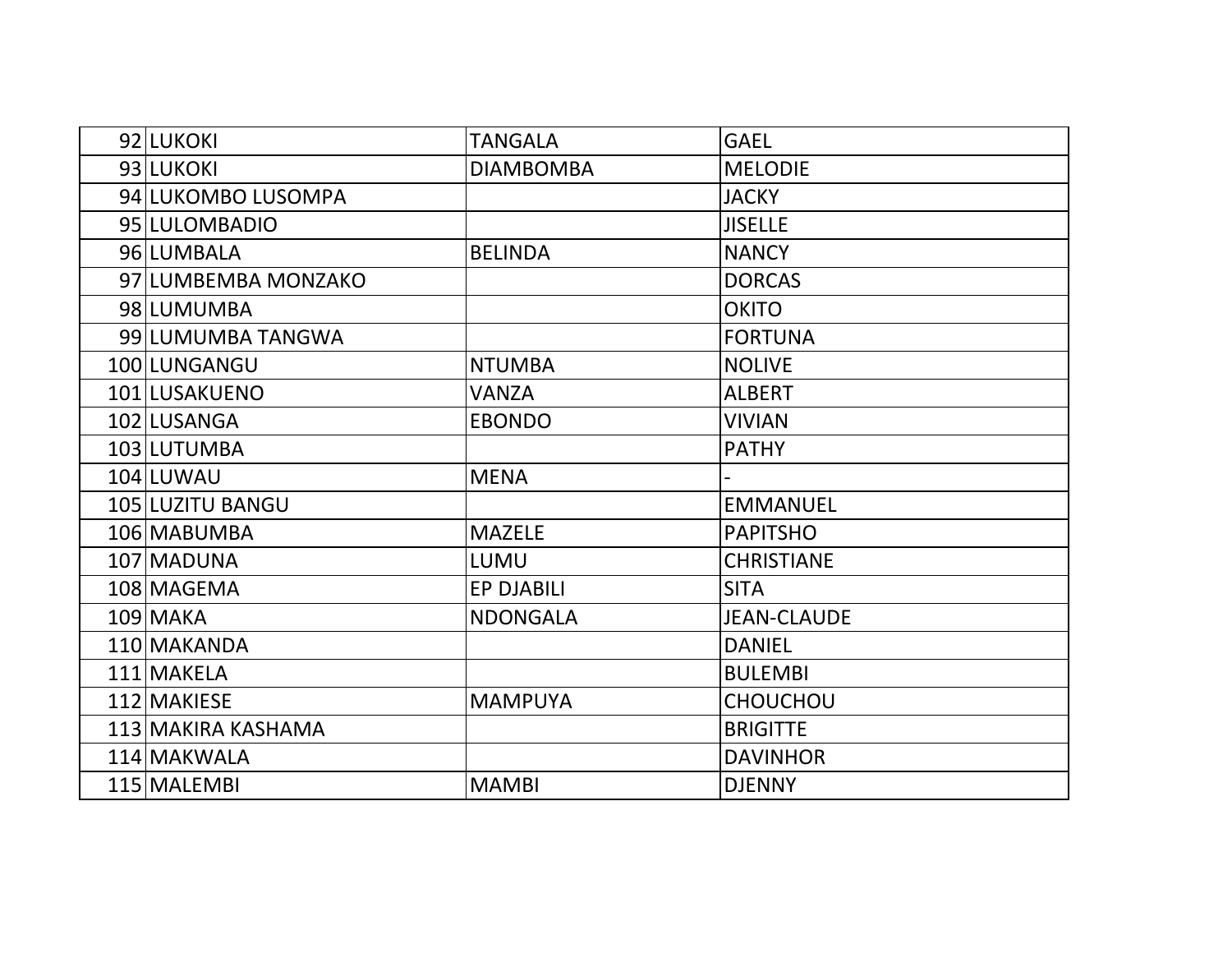| | | | |
|---|---|---|---|
| 92 | LUKOKI | TANGALA | GAEL |
| 93 | LUKOKI | DIAMBOMBA | MELODIE |
| 94 | LUKOMBO LUSOMPA | | JACKY |
| 95 | LULOMBADIO | | JISELLE |
| 96 | LUMBALA | BELINDA | NANCY |
| 97 | LUMBEMBA MONZAKO | | DORCAS |
| 98 | LUMUMBA | | OKITO |
| 99 | LUMUMBA TANGWA | | FORTUNA |
| 100 | LUNGANGU | NTUMBA | NOLIVE |
| 101 | LUSAKUENO | VANZA | ALBERT |
| 102 | LUSANGA | EBONDO | VIVIAN |
| 103 | LUTUMBA | | PATHY |
| 104 | LUWAU | MENA | - |
| 105 | LUZITU BANGU | | EMMANUEL |
| 106 | MABUMBA | MAZELE | PAPITSHO |
| 107 | MADUNA | LUMU | CHRISTIANE |
| 108 | MAGEMA | EP DJABILI | SITA |
| 109 | MAKA | NDONGALA | JEAN-CLAUDE |
| 110 | MAKANDA | | DANIEL |
| 111 | MAKELA | | BULEMBI |
| 112 | MAKIESE | MAMPUYA | CHOUCHOU |
| 113 | MAKIRA KASHAMA | | BRIGITTE |
| 114 | MAKWALA | | DAVINHOR |
| 115 | MALEMBI | MAMBI | DJENNY |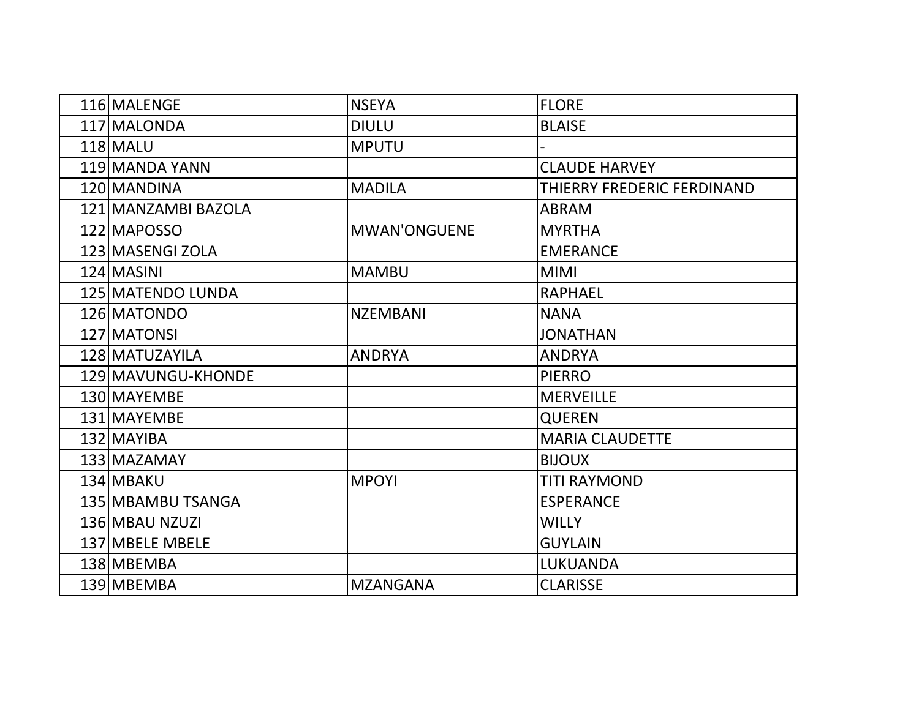| | | | |
|---|---|---|---|
| 116 | MALENGE | NSEYA | FLORE |
| 117 | MALONDA | DIULU | BLAISE |
| 118 | MALU | MPUTU | - |
| 119 | MANDA YANN | | CLAUDE HARVEY |
| 120 | MANDINA | MADILA | THIERRY FREDERIC FERDINAND |
| 121 | MANZAMBI BAZOLA | | ABRAM |
| 122 | MAPOSSO | MWAN'ONGUENE | MYRTHA |
| 123 | MASENGI ZOLA | | EMERANCE |
| 124 | MASINI | MAMBU | MIMI |
| 125 | MATENDO LUNDA | | RAPHAEL |
| 126 | MATONDO | NZEMBANI | NANA |
| 127 | MATONSI | | JONATHAN |
| 128 | MATUZAYILA | ANDRYA | ANDRYA |
| 129 | MAVUNGU-KHONDE | | PIERRO |
| 130 | MAYEMBE | | MERVEILLE |
| 131 | MAYEMBE | | QUEREN |
| 132 | MAYIBA | | MARIA CLAUDETTE |
| 133 | MAZAMAY | | BIJOUX |
| 134 | MBAKU | MPOYI | TITI RAYMOND |
| 135 | MBAMBU TSANGA | | ESPERANCE |
| 136 | MBAU NZUZI | | WILLY |
| 137 | MBELE MBELE | | GUYLAIN |
| 138 | MBEMBA | | LUKUANDA |
| 139 | MBEMBA | MZANGANA | CLARISSE |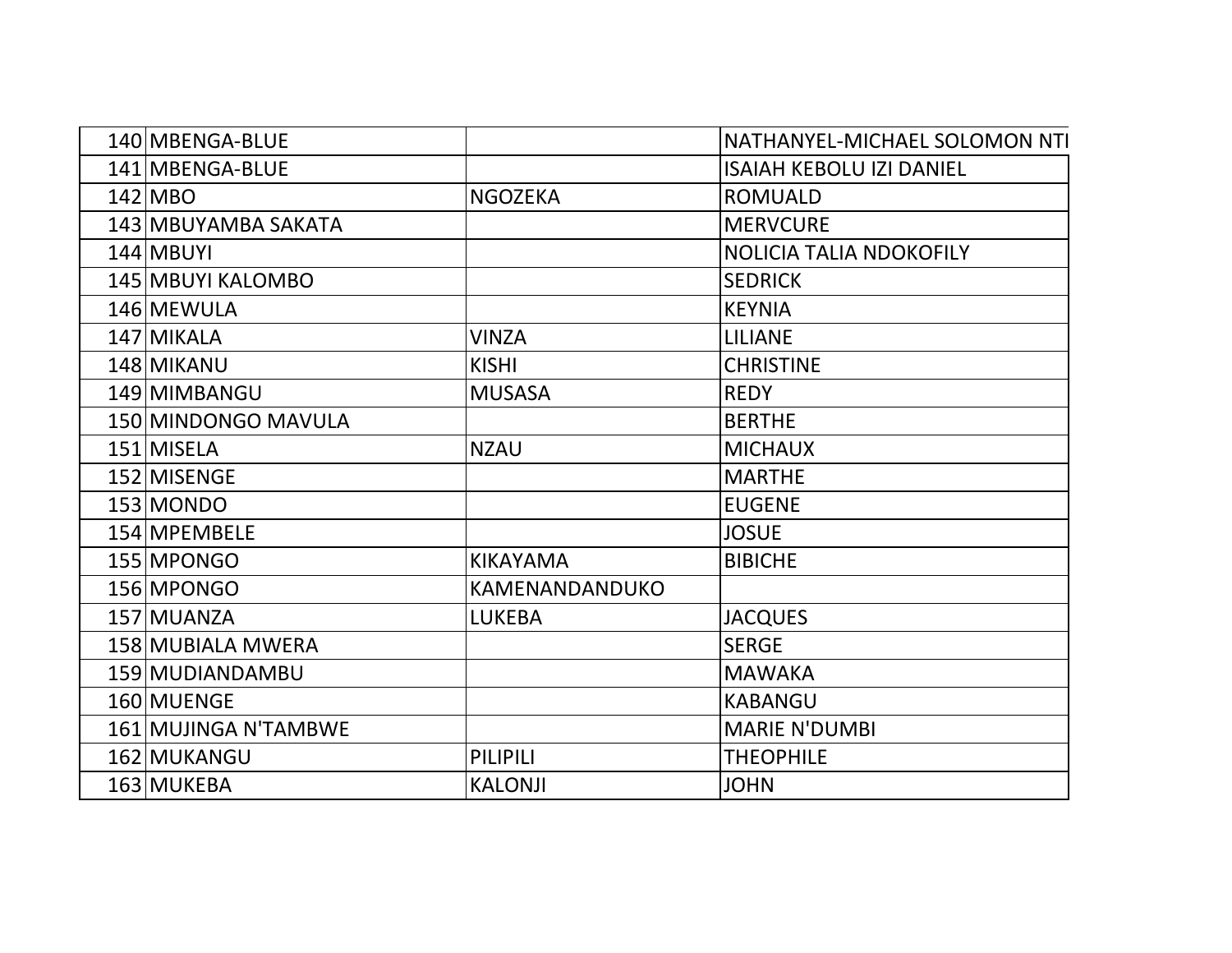| | | | |
|---|---|---|---|
| 140 | MBENGA-BLUE | | NATHANYEL-MICHAEL SOLOMON NTI |
| 141 | MBENGA-BLUE | | ISAIAH KEBOLU IZI DANIEL |
| 142 | MBO | NGOZEKA | ROMUALD |
| 143 | MBUYAMBA SAKATA | | MERVCURE |
| 144 | MBUYI | | NOLICIA TALIA NDOKOFILY |
| 145 | MBUYI KALOMBO | | SEDRICK |
| 146 | MEWULA | | KEYNIA |
| 147 | MIKALA | VINZA | LILIANE |
| 148 | MIKANU | KISHI | CHRISTINE |
| 149 | MIMBANGU | MUSASA | REDY |
| 150 | MINDONGO MAVULA | | BERTHE |
| 151 | MISELA | NZAU | MICHAUX |
| 152 | MISENGE | | MARTHE |
| 153 | MONDO | | EUGENE |
| 154 | MPEMBELE | | JOSUE |
| 155 | MPONGO | KIKAYAMA | BIBICHE |
| 156 | MPONGO | KAMENANDANDUKO | |
| 157 | MUANZA | LUKEBA | JACQUES |
| 158 | MUBIALA MWERA | | SERGE |
| 159 | MUDIANDAMBU | | MAWAKA |
| 160 | MUENGE | | KABANGU |
| 161 | MUJINGA N'TAMBWE | | MARIE N'DUMBI |
| 162 | MUKANGU | PILIPILI | THEOPHILE |
| 163 | MUKEBA | KALONJI | JOHN |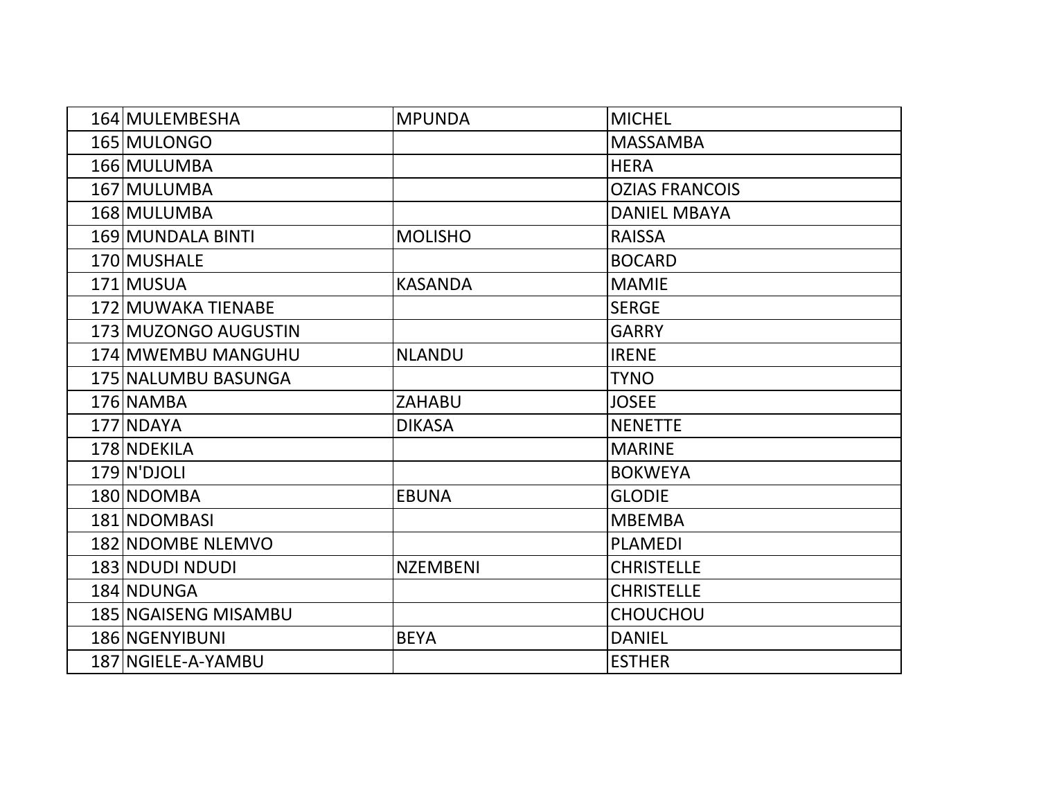| | | | |
|---|---|---|---|
| 164 | MULEMBESHA | MPUNDA | MICHEL |
| 165 | MULONGO | | MASSAMBA |
| 166 | MULUMBA | | HERA |
| 167 | MULUMBA | | OZIAS FRANCOIS |
| 168 | MULUMBA | | DANIEL MBAYA |
| 169 | MUNDALA BINTI | MOLISHO | RAISSA |
| 170 | MUSHALE | | BOCARD |
| 171 | MUSUA | KASANDA | MAMIE |
| 172 | MUWAKA TIENABE | | SERGE |
| 173 | MUZONGO AUGUSTIN | | GARRY |
| 174 | MWEMBU MANGUHU | NLANDU | IRENE |
| 175 | NALUMBU BASUNGA | | TYNO |
| 176 | NAMBA | ZAHABU | JOSEE |
| 177 | NDAYA | DIKASA | NENETTE |
| 178 | NDEKILA | | MARINE |
| 179 | N'DJOLI | | BOKWEYA |
| 180 | NDOMBA | EBUNA | GLODIE |
| 181 | NDOMBASI | | MBEMBA |
| 182 | NDOMBE NLEMVO | | PLAMEDI |
| 183 | NDUDI NDUDI | NZEMBENI | CHRISTELLE |
| 184 | NDUNGA | | CHRISTELLE |
| 185 | NGAISENG MISAMBU | | CHOUCHOU |
| 186 | NGENYIBUNI | BEYA | DANIEL |
| 187 | NGIELE-A-YAMBU | | ESTHER |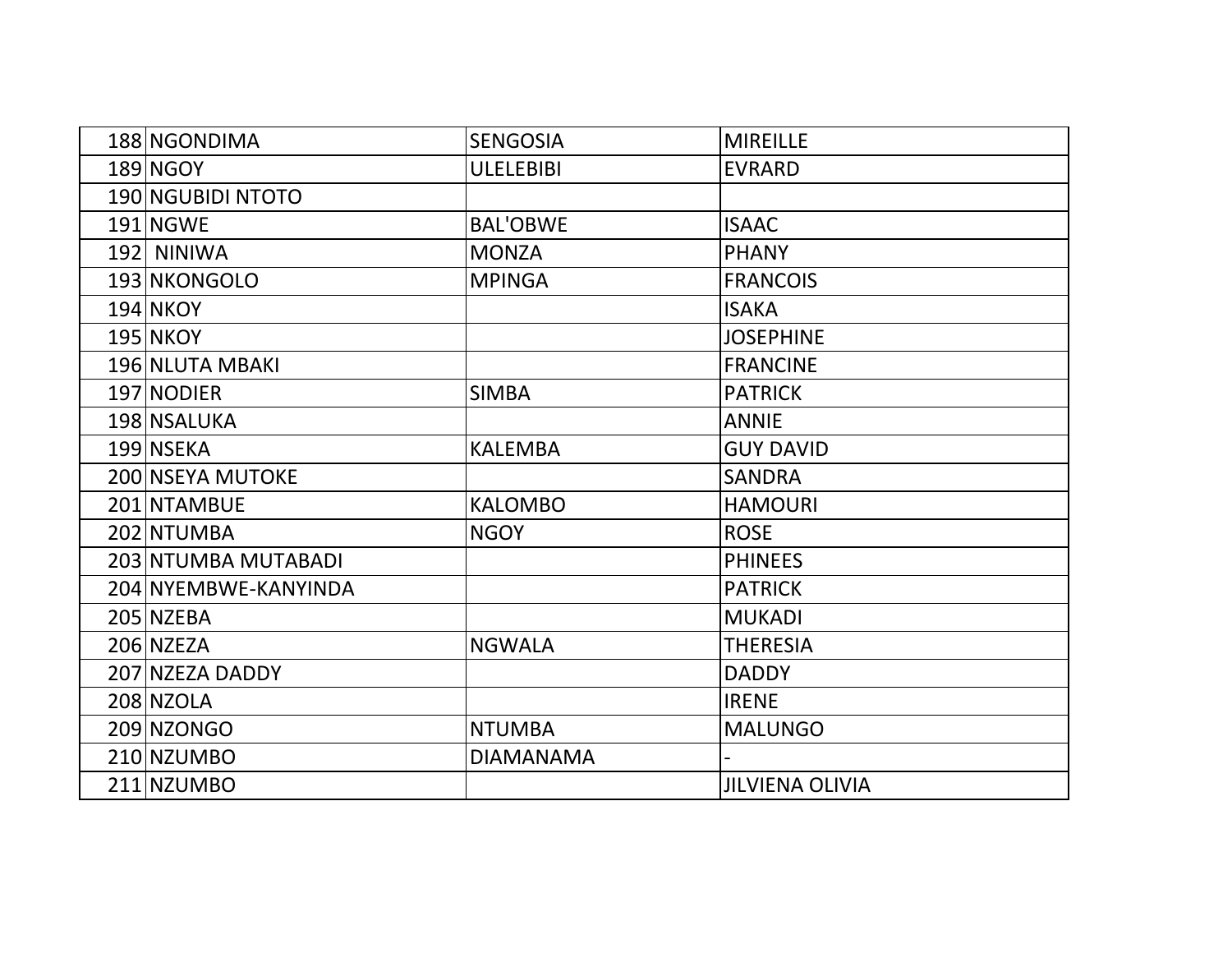| | | | |
|---|---|---|---|
| 188 | NGONDIMA | SENGOSIA | MIREILLE |
| 189 | NGOY | ULELEBIBI | EVRARD |
| 190 | NGUBIDI NTOTO | | |
| 191 | NGWE | BAL'OBWE | ISAAC |
| 192 | NINIWA | MONZA | PHANY |
| 193 | NKONGOLO | MPINGA | FRANCOIS |
| 194 | NKOY | | ISAKA |
| 195 | NKOY | | JOSEPHINE |
| 196 | NLUTA MBAKI | | FRANCINE |
| 197 | NODIER | SIMBA | PATRICK |
| 198 | NSALUKA | | ANNIE |
| 199 | NSEKA | KALEMBA | GUY DAVID |
| 200 | NSEYA MUTOKE | | SANDRA |
| 201 | NTAMBUE | KALOMBO | HAMOURI |
| 202 | NTUMBA | NGOY | ROSE |
| 203 | NTUMBA MUTABADI | | PHINEES |
| 204 | NYEMBWE-KANYINDA | | PATRICK |
| 205 | NZEBA | | MUKADI |
| 206 | NZEZA | NGWALA | THERESIA |
| 207 | NZEZA DADDY | | DADDY |
| 208 | NZOLA | | IRENE |
| 209 | NZONGO | NTUMBA | MALUNGO |
| 210 | NZUMBO | DIAMANAMA | - |
| 211 | NZUMBO | | JILVIENA OLIVIA |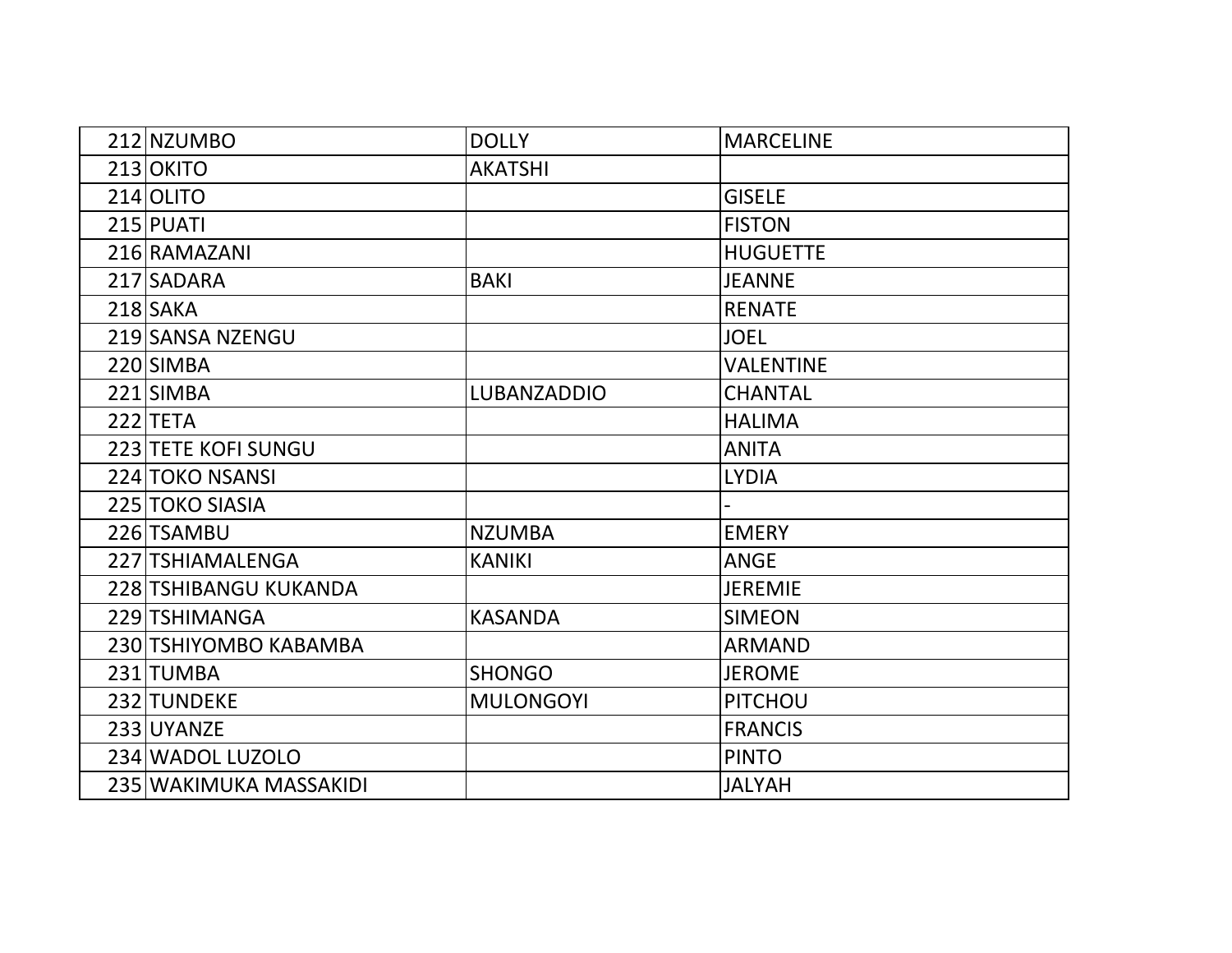| | | | |
|---|---|---|---|
| 212 | NZUMBO | DOLLY | MARCELINE |
| 213 | OKITO | AKATSHI | |
| 214 | OLITO | | GISELE |
| 215 | PUATI | | FISTON |
| 216 | RAMAZANI | | HUGUETTE |
| 217 | SADARA | BAKI | JEANNE |
| 218 | SAKA | | RENATE |
| 219 | SANSA NZENGU | | JOEL |
| 220 | SIMBA | | VALENTINE |
| 221 | SIMBA | LUBANZADDIO | CHANTAL |
| 222 | TETA | | HALIMA |
| 223 | TETE KOFI SUNGU | | ANITA |
| 224 | TOKO NSANSI | | LYDIA |
| 225 | TOKO SIASIA | | - |
| 226 | TSAMBU | NZUMBA | EMERY |
| 227 | TSHIAMALENGA | KANIKI | ANGE |
| 228 | TSHIBANGU KUKANDA | | JEREMIE |
| 229 | TSHIMANGA | KASANDA | SIMEON |
| 230 | TSHIYOMBO KABAMBA | | ARMAND |
| 231 | TUMBA | SHONGO | JEROME |
| 232 | TUNDEKE | MULONGOYI | PITCHOU |
| 233 | UYANZE | | FRANCIS |
| 234 | WADOL LUZOLO | | PINTO |
| 235 | WAKIMUKA MASSAKIDI | | JALYAH |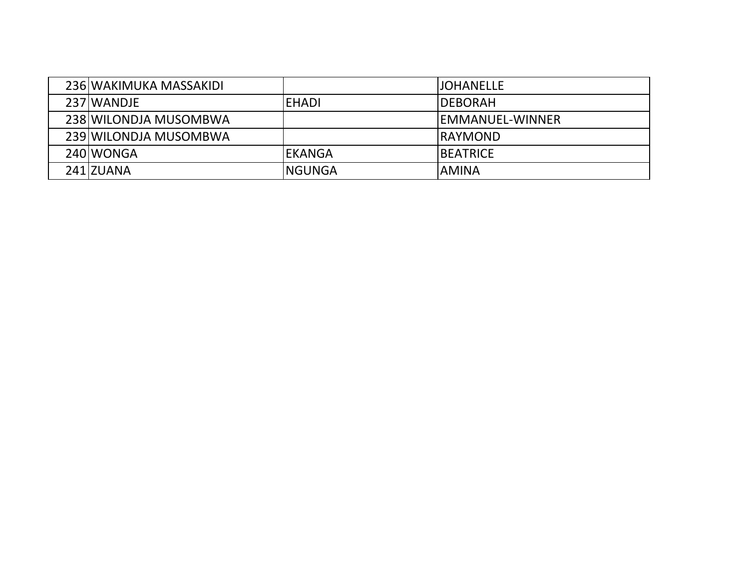| | | | |
|---|---|---|---|
| 236 | WAKIMUKA MASSAKIDI | | JOHANELLE |
| 237 | WANDJE | EHADI | DEBORAH |
| 238 | WILONDJA MUSOMBWA | | EMMANUEL-WINNER |
| 239 | WILONDJA MUSOMBWA | | RAYMOND |
| 240 | WONGA | EKANGA | BEATRICE |
| 241 | ZUANA | NGUNGA | AMINA |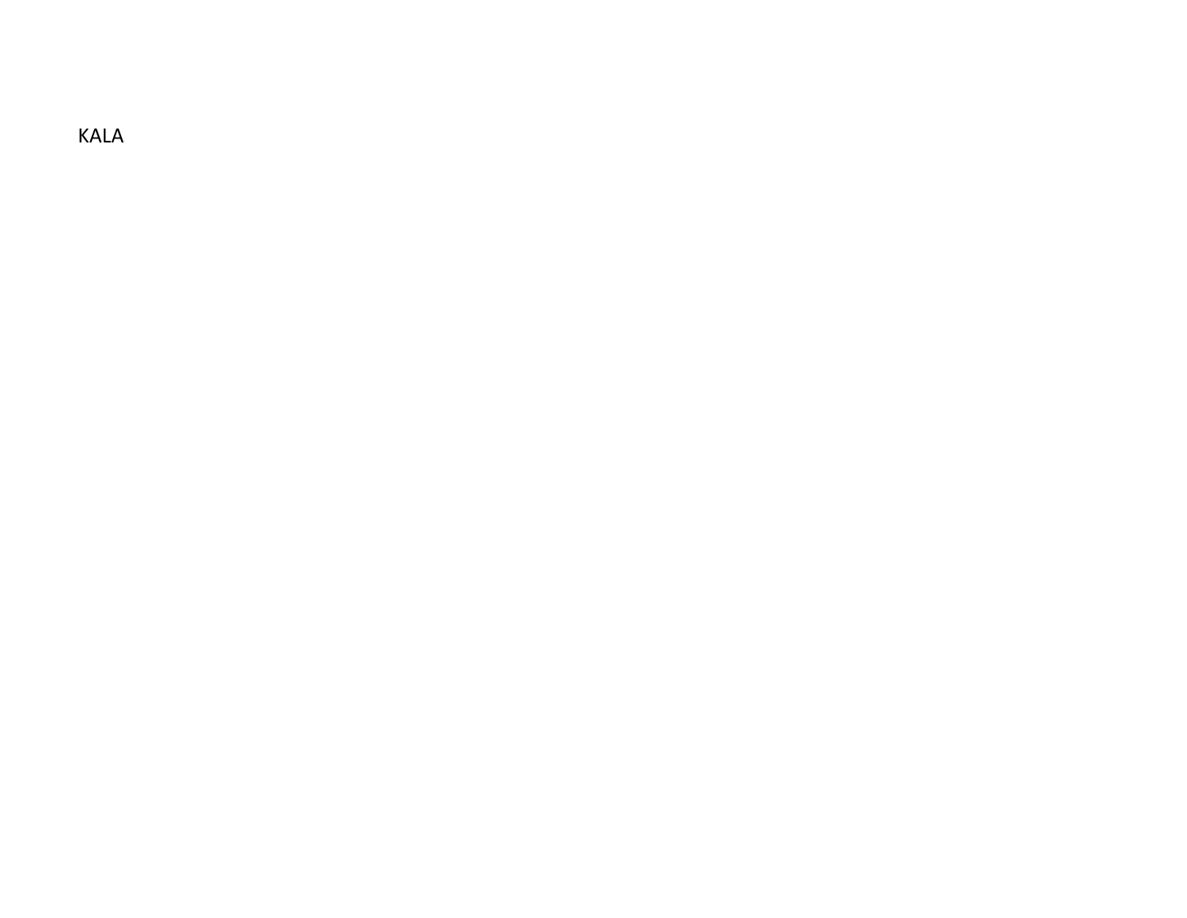KALA